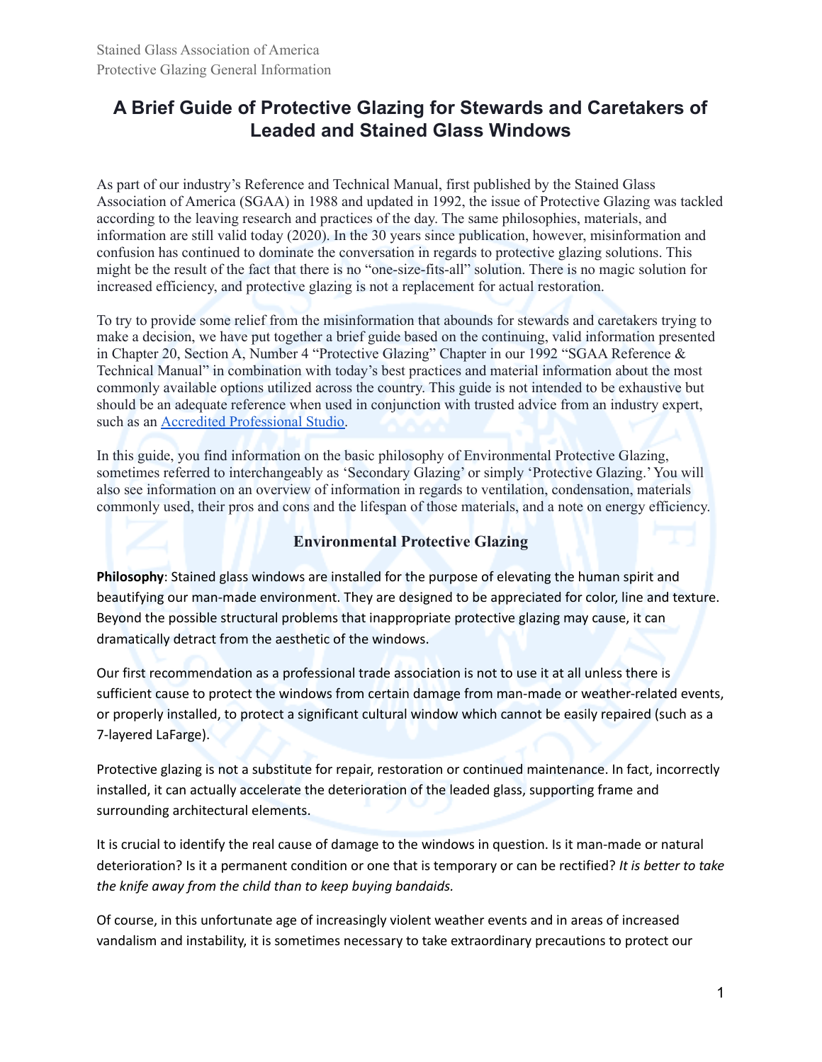# A Brief Guide of Protective Glazing for Stewards and Caretakers of Leaded and Stained Glass Windows

As part of our industry's Reference and Technical Manual, first published by the Stained Glass Association of America (SGAA) in 1988 and updated in 1992, the issue of Protective Glazing was tackled according to the leaving research and practices of the day. The same philosophies, materials, and information are still valid today (2020). In the 30 years since publication, however, misinformation and confusion has continued to dominate the conversation in regards to protective glazing solutions. This might be the result of the fact that there is no "one-size-fits-all" solution. There is no magic solution for increased efficiency, and protective glazing is not a replacement for actual restoration.

To try to provide some relief from the misinformation that abounds for stewards and caretakers trying to make a decision, we have put together a brief guide based on the continuing, valid information presented in Chapter 20, Section A, Number 4 "Protective Glazing" Chapter in our 1992 "SGAA Reference & Technical Manual" in combination with today's best practices and material information about the most commonly available options utilized across the country. This guide is not intended to be exhaustive but should be an adequate reference when used in conjunction with trusted advice from an industry expert, such as an Accredited Professional Studio.

In this guide, you find information on the basic philosophy of Environmental Protective Glazing, sometimes referred to interchangeably as 'Secondary Glazing' or simply 'Protective Glazing.' You will also see information on an overview of information in regards to ventilation, condensation, materials commonly used, their pros and cons and the lifespan of those materials, and a note on energy efficiency.

### Environmental Protective Glazing

**Philosophy**: Stained glass windows are installed for the purpose of elevating the human spirit and beautifying our man-made environment. They are designed to be appreciated for color, line and texture. Beyond the possible structural problems that inappropriate protective glazing may cause, it can dramatically detract from the aesthetic of the windows.

Our first recommendation as a professional trade association is not to use it at all unless there is sufficient cause to protect the windows from certain damage from man-made or weather-related events, or properly installed, to protect a significant cultural window which cannot be easily repaired (such as a 7-layered LaFarge).

Protective glazing is not a substitute for repair, restoration or continued maintenance. In fact, incorrectly installed, it can actually accelerate the deterioration of the leaded glass, supporting frame and surrounding architectural elements.

It is crucial to identify the real cause of damage to the windows in question. Is it man-made or natural deterioration? Is it a permanent condition or one that is temporary or can be rectified? *It is better to take the knife away from the child than to keep buying bandaids.*

Of course, in this unfortunate age of increasingly violent weather events and in areas of increased vandalism and instability, it is sometimes necessary to take extraordinary precautions to protect our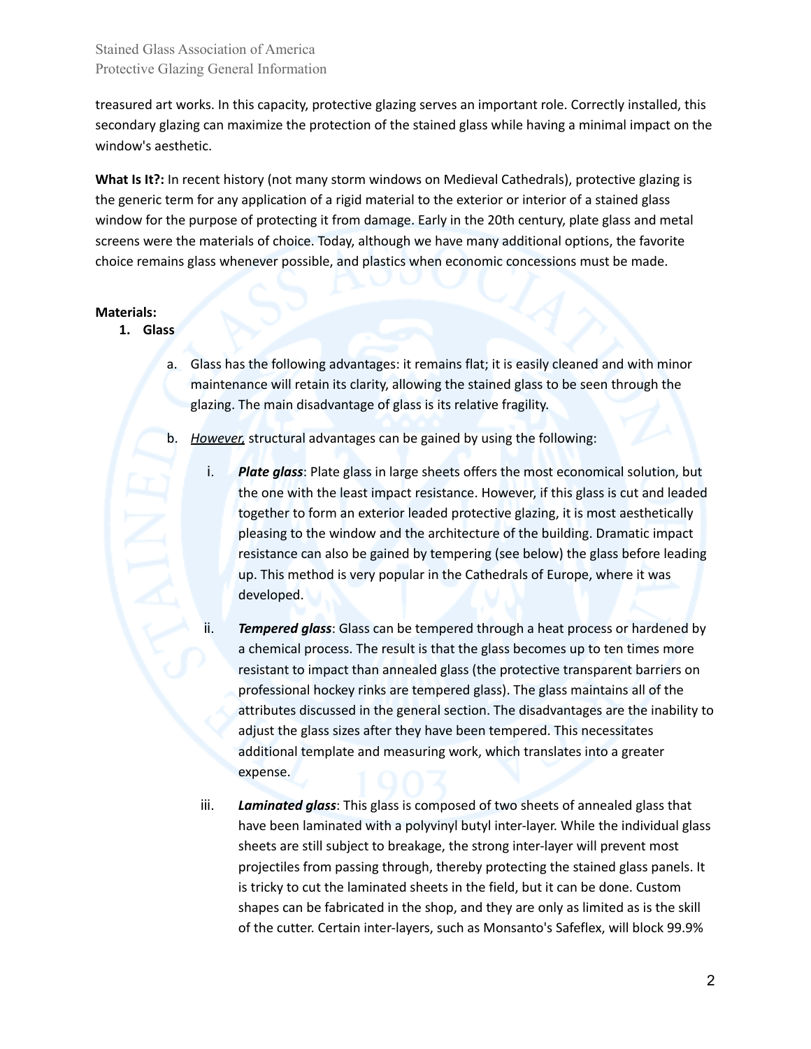treasured art works. In this capacity, protective glazing serves an important role. Correctly installed, this secondary glazing can maximize the protection of the stained glass while having a minimal impact on the window's aesthetic.

**What Is It?:** In recent history (not many storm windows on Medieval Cathedrals), protective glazing is the generic term for any application of a rigid material to the exterior or interior of a stained glass window for the purpose of protecting it from damage. Early in the 20th century, plate glass and metal screens were the materials of choice. Today, although we have many additional options, the favorite choice remains glass whenever possible, and plastics when economic concessions must be made.

**Materials:**

1. **Glass**
   a. Glass has the following advantages: it remains flat; it is easily cleaned and with minor maintenance will retain its clarity, allowing the stained glass to be seen through the glazing. The main disadvantage of glass is its relative fragility.

   b. <u>However,</u> structural advantages can be gained by using the following:

      i. ***Plate glass***: Plate glass in large sheets offers the most economical solution, but the one with the least impact resistance. However, if this glass is cut and leaded together to form an exterior leaded protective glazing, it is most aesthetically pleasing to the window and the architecture of the building. Dramatic impact resistance can also be gained by tempering (see below) the glass before leading up. This method is very popular in the Cathedrals of Europe, where it was developed.

      ii. ***Tempered glass***: Glass can be tempered through a heat process or hardened by a chemical process. The result is that the glass becomes up to ten times more resistant to impact than annealed glass (the protective transparent barriers on professional hockey rinks are tempered glass). The glass maintains all of the attributes discussed in the general section. The disadvantages are the inability to adjust the glass sizes after they have been tempered. This necessitates additional template and measuring work, which translates into a greater expense.

      iii. ***Laminated glass***: This glass is composed of two sheets of annealed glass that have been laminated with a polyvinyl butyl inter-layer. While the individual glass sheets are still subject to breakage, the strong inter-layer will prevent most projectiles from passing through, thereby protecting the stained glass panels. It is tricky to cut the laminated sheets in the field, but it can be done. Custom shapes can be fabricated in the shop, and they are only as limited as is the skill of the cutter. Certain inter-layers, such as Monsanto's Safeflex, will block 99.9%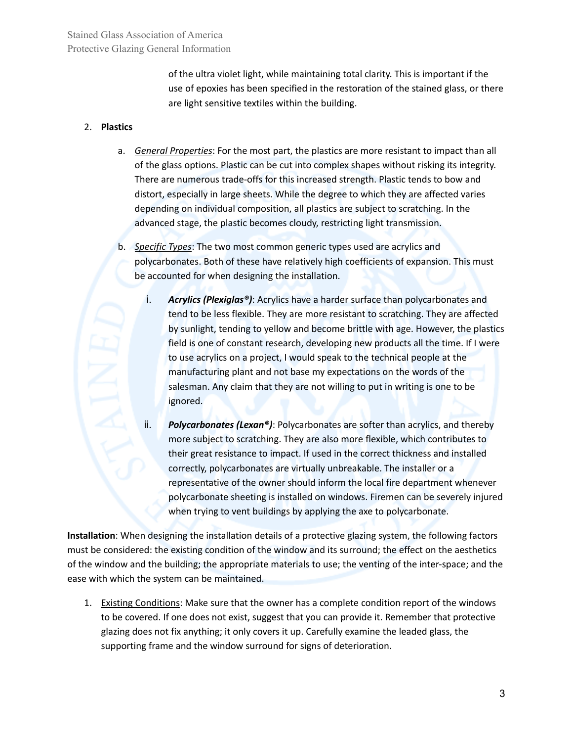of the ultra violet light, while maintaining total clarity. This is important if the use of epoxies has been specified in the restoration of the stained glass, or there are light sensitive textiles within the building.

2. **Plastics**

   a. _General Properties_: For the most part, the plastics are more resistant to impact than all of the glass options. Plastic can be cut into complex shapes without risking its integrity. There are numerous trade-offs for this increased strength. Plastic tends to bow and distort, especially in large sheets. While the degree to which they are affected varies depending on individual composition, all plastics are subject to scratching. In the advanced stage, the plastic becomes cloudy, restricting light transmission.

   b. _Specific Types_: The two most common generic types used are acrylics and polycarbonates. Both of these have relatively high coefficients of expansion. This must be accounted for when designing the installation.

      i. ***Acrylics (Plexiglas®)***: Acrylics have a harder surface than polycarbonates and tend to be less flexible. They are more resistant to scratching. They are affected by sunlight, tending to yellow and become brittle with age. However, the plastics field is one of constant research, developing new products all the time. If I were to use acrylics on a project, I would speak to the technical people at the manufacturing plant and not base my expectations on the words of the salesman. Any claim that they are not willing to put in writing is one to be ignored.

      ii. ***Polycarbonates (Lexan®)***: Polycarbonates are softer than acrylics, and thereby more subject to scratching. They are also more flexible, which contributes to their great resistance to impact. If used in the correct thickness and installed correctly, polycarbonates are virtually unbreakable. The installer or a representative of the owner should inform the local fire department whenever polycarbonate sheeting is installed on windows. Firemen can be severely injured when trying to vent buildings by applying the axe to polycarbonate.

**Installation**: When designing the installation details of a protective glazing system, the following factors must be considered: the existing condition of the window and its surround; the effect on the aesthetics of the window and the building; the appropriate materials to use; the venting of the inter-space; and the ease with which the system can be maintained.

1. <u>Existing Conditions</u>: Make sure that the owner has a complete condition report of the windows to be covered. If one does not exist, suggest that you can provide it. Remember that protective glazing does not fix anything; it only covers it up. Carefully examine the leaded glass, the supporting frame and the window surround for signs of deterioration.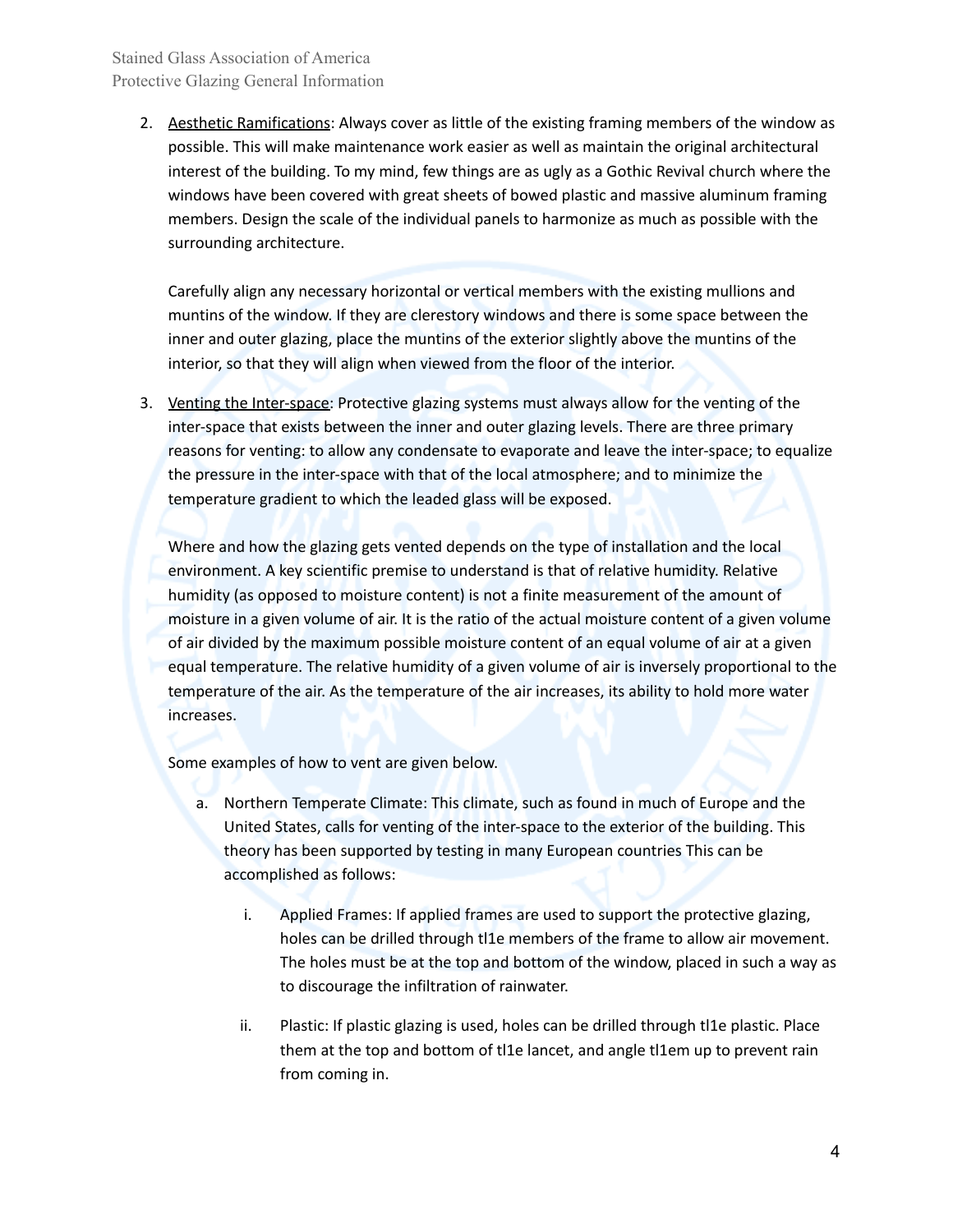2. Aesthetic Ramifications: Always cover as little of the existing framing members of the window as possible. This will make maintenance work easier as well as maintain the original architectural interest of the building. To my mind, few things are as ugly as a Gothic Revival church where the windows have been covered with great sheets of bowed plastic and massive aluminum framing members. Design the scale of the individual panels to harmonize as much as possible with the surrounding architecture.

   Carefully align any necessary horizontal or vertical members with the existing mullions and muntins of the window. If they are clerestory windows and there is some space between the inner and outer glazing, place the muntins of the exterior slightly above the muntins of the interior, so that they will align when viewed from the floor of the interior.

3. Venting the Inter-space: Protective glazing systems must always allow for the venting of the inter-space that exists between the inner and outer glazing levels. There are three primary reasons for venting: to allow any condensate to evaporate and leave the inter-space; to equalize the pressure in the inter-space with that of the local atmosphere; and to minimize the temperature gradient to which the leaded glass will be exposed.

   Where and how the glazing gets vented depends on the type of installation and the local environment. A key scientific premise to understand is that of relative humidity. Relative humidity (as opposed to moisture content) is not a finite measurement of the amount of moisture in a given volume of air. It is the ratio of the actual moisture content of a given volume of air divided by the maximum possible moisture content of an equal volume of air at a given equal temperature. The relative humidity of a given volume of air is inversely proportional to the temperature of the air. As the temperature of the air increases, its ability to hold more water increases.

   Some examples of how to vent are given below.

   a. Northern Temperate Climate: This climate, such as found in much of Europe and the United States, calls for venting of the inter-space to the exterior of the building. This theory has been supported by testing in many European countries This can be accomplished as follows:

      i. Applied Frames: If applied frames are used to support the protective glazing, holes can be drilled through tl1e members of the frame to allow air movement. The holes must be at the top and bottom of the window, placed in such a way as to discourage the infiltration of rainwater.

      ii. Plastic: If plastic glazing is used, holes can be drilled through tl1e plastic. Place them at the top and bottom of tl1e lancet, and angle tl1em up to prevent rain from coming in.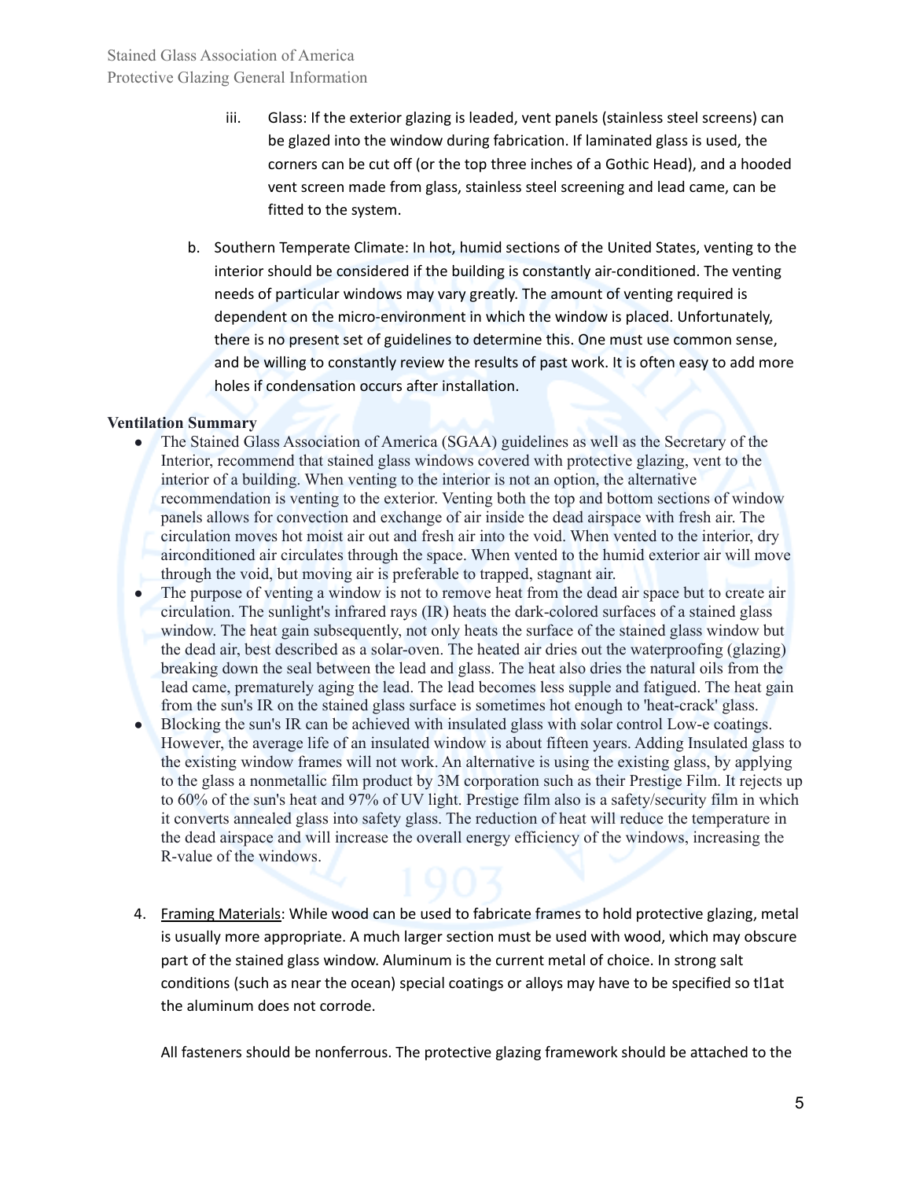iii. Glass: If the exterior glazing is leaded, vent panels (stainless steel screens) can be glazed into the window during fabrication. If laminated glass is used, the corners can be cut off (or the top three inches of a Gothic Head), and a hooded vent screen made from glass, stainless steel screening and lead came, can be fitted to the system.

b. Southern Temperate Climate: In hot, humid sections of the United States, venting to the interior should be considered if the building is constantly air-conditioned. The venting needs of particular windows may vary greatly. The amount of venting required is dependent on the micro-environment in which the window is placed. Unfortunately, there is no present set of guidelines to determine this. One must use common sense, and be willing to constantly review the results of past work. It is often easy to add more holes if condensation occurs after installation.

**Ventilation Summary**

- The Stained Glass Association of America (SGAA) guidelines as well as the Secretary of the Interior, recommend that stained glass windows covered with protective glazing, vent to the interior of a building. When venting to the interior is not an option, the alternative recommendation is venting to the exterior. Venting both the top and bottom sections of window panels allows for convection and exchange of air inside the dead airspace with fresh air. The circulation moves hot moist air out and fresh air into the void. When vented to the interior, dry airconditioned air circulates through the space. When vented to the humid exterior air will move through the void, but moving air is preferable to trapped, stagnant air.
- The purpose of venting a window is not to remove heat from the dead air space but to create air circulation. The sunlight's infrared rays (IR) heats the dark-colored surfaces of a stained glass window. The heat gain subsequently, not only heats the surface of the stained glass window but the dead air, best described as a solar-oven. The heated air dries out the waterproofing (glazing) breaking down the seal between the lead and glass. The heat also dries the natural oils from the lead came, prematurely aging the lead. The lead becomes less supple and fatigued. The heat gain from the sun's IR on the stained glass surface is sometimes hot enough to 'heat-crack' glass.
- Blocking the sun's IR can be achieved with insulated glass with solar control Low-e coatings. However, the average life of an insulated window is about fifteen years. Adding Insulated glass to the existing window frames will not work. An alternative is using the existing glass, by applying to the glass a nonmetallic film product by 3M corporation such as their Prestige Film. It rejects up to 60% of the sun's heat and 97% of UV light. Prestige film also is a safety/security film in which it converts annealed glass into safety glass. The reduction of heat will reduce the temperature in the dead airspace and will increase the overall energy efficiency of the windows, increasing the R-value of the windows.

4. Framing Materials: While wood can be used to fabricate frames to hold protective glazing, metal is usually more appropriate. A much larger section must be used with wood, which may obscure part of the stained glass window. Aluminum is the current metal of choice. In strong salt conditions (such as near the ocean) special coatings or alloys may have to be specified so tl1at the aluminum does not corrode.

   All fasteners should be nonferrous. The protective glazing framework should be attached to the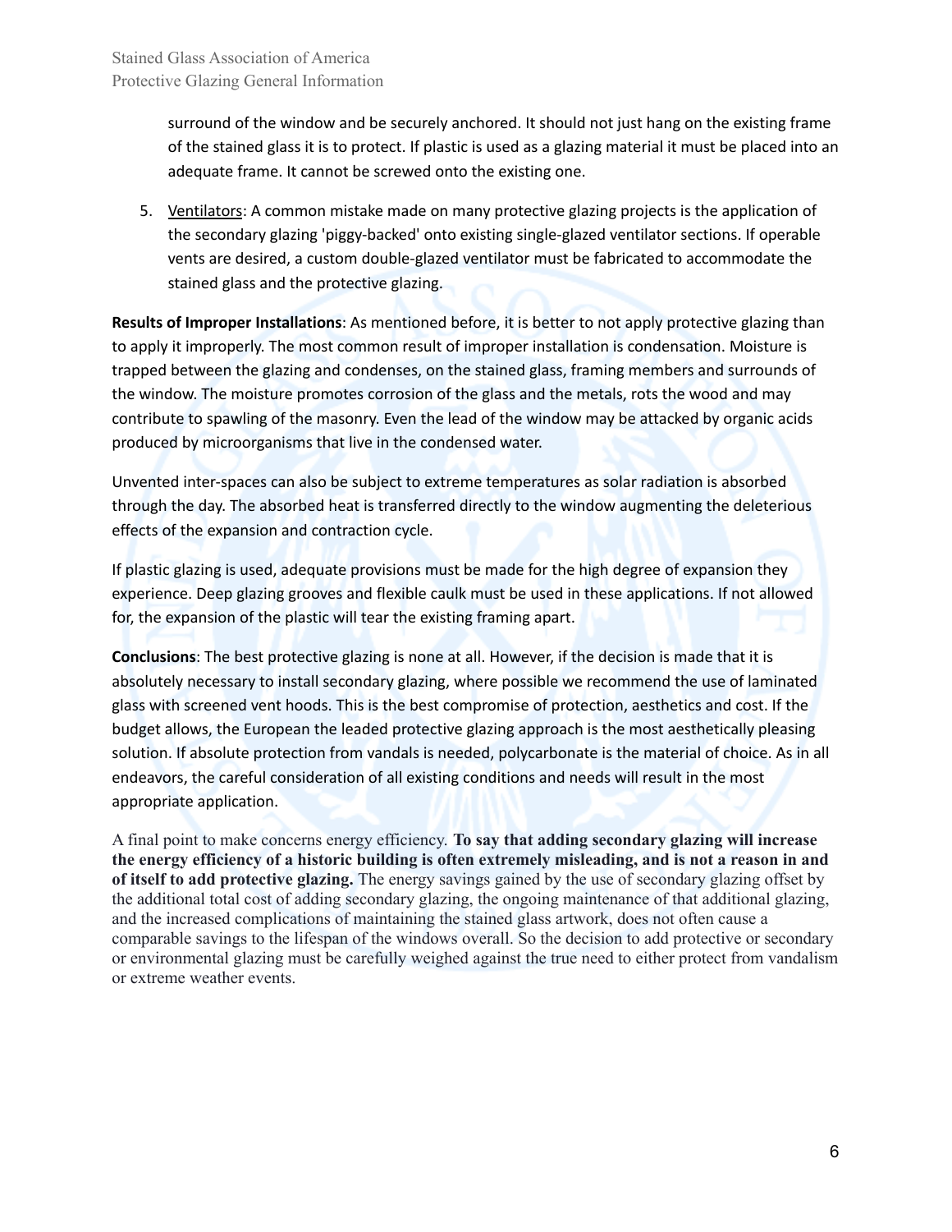surround of the window and be securely anchored. It should not just hang on the existing frame of the stained glass it is to protect. If plastic is used as a glazing material it must be placed into an adequate frame. It cannot be screwed onto the existing one.

5. Ventilators: A common mistake made on many protective glazing projects is the application of the secondary glazing 'piggy-backed' onto existing single-glazed ventilator sections. If operable vents are desired, a custom double-glazed ventilator must be fabricated to accommodate the stained glass and the protective glazing.

**Results of Improper Installations**: As mentioned before, it is better to not apply protective glazing than to apply it improperly. The most common result of improper installation is condensation. Moisture is trapped between the glazing and condenses, on the stained glass, framing members and surrounds of the window. The moisture promotes corrosion of the glass and the metals, rots the wood and may contribute to spawling of the masonry. Even the lead of the window may be attacked by organic acids produced by microorganisms that live in the condensed water.

Unvented inter-spaces can also be subject to extreme temperatures as solar radiation is absorbed through the day. The absorbed heat is transferred directly to the window augmenting the deleterious effects of the expansion and contraction cycle.

If plastic glazing is used, adequate provisions must be made for the high degree of expansion they experience. Deep glazing grooves and flexible caulk must be used in these applications. If not allowed for, the expansion of the plastic will tear the existing framing apart.

**Conclusions**: The best protective glazing is none at all. However, if the decision is made that it is absolutely necessary to install secondary glazing, where possible we recommend the use of laminated glass with screened vent hoods. This is the best compromise of protection, aesthetics and cost. If the budget allows, the European the leaded protective glazing approach is the most aesthetically pleasing solution. If absolute protection from vandals is needed, polycarbonate is the material of choice. As in all endeavors, the careful consideration of all existing conditions and needs will result in the most appropriate application.

A final point to make concerns energy efficiency. **To say that adding secondary glazing will increase the energy efficiency of a historic building is often extremely misleading, and is not a reason in and of itself to add protective glazing.** The energy savings gained by the use of secondary glazing offset by the additional total cost of adding secondary glazing, the ongoing maintenance of that additional glazing, and the increased complications of maintaining the stained glass artwork, does not often cause a comparable savings to the lifespan of the windows overall. So the decision to add protective or secondary or environmental glazing must be carefully weighed against the true need to either protect from vandalism or extreme weather events.